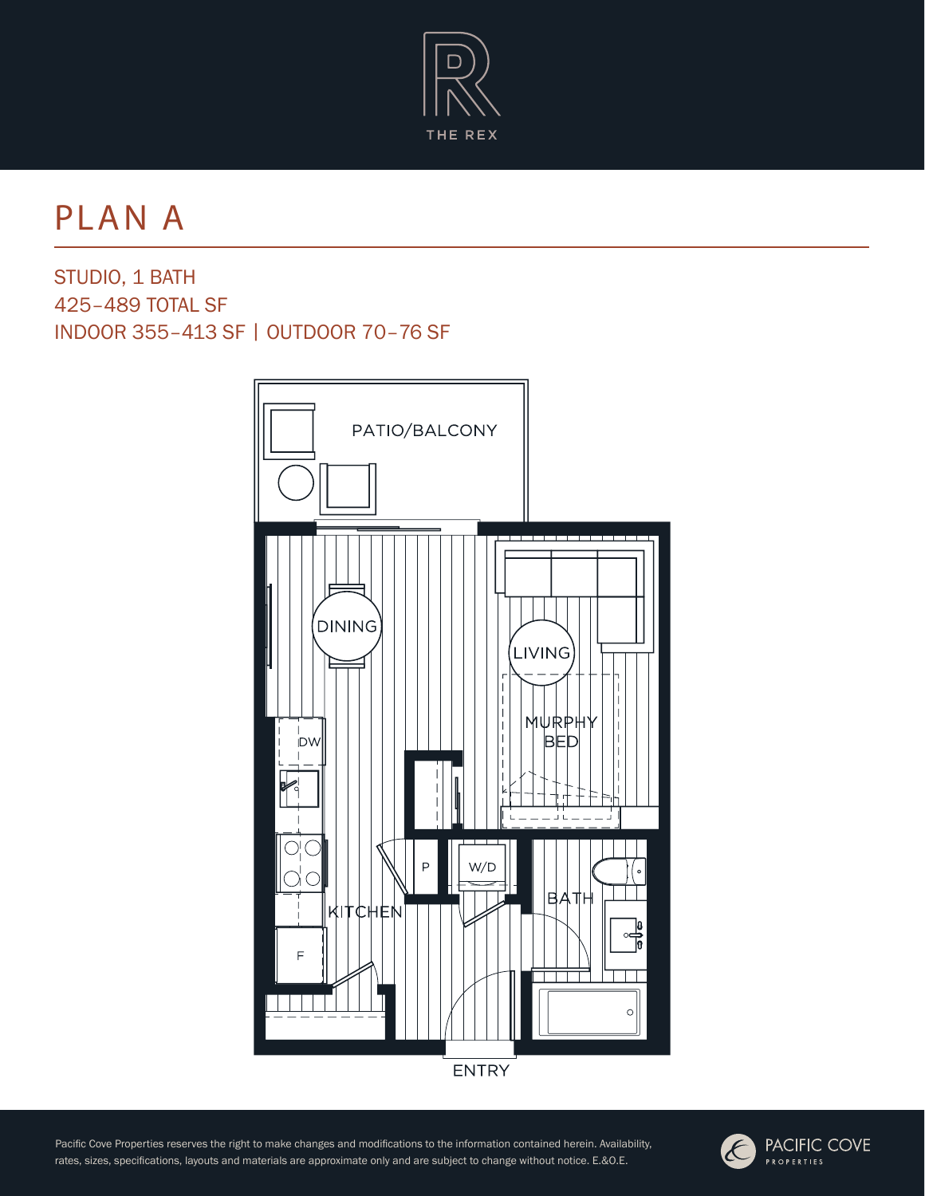THE REX

# PLAN A

STUDIO, 1 BATH
425–489 TOTAL SF
INDOOR 355–413 SF | OUTDOOR 70–76 SF

PATIO/BALCONY

DINING

LIVING

DW

MURPHY BED

P

W/D

KITCHEN

BATH

F

ENTRY

Pacific Cove Properties reserves the right to make changes and modifications to the information contained herein. Availability, rates, sizes, specifications, layouts and materials are approximate only and are subject to change without notice. E.&O.E.

PACIFIC COVE PROPERTIES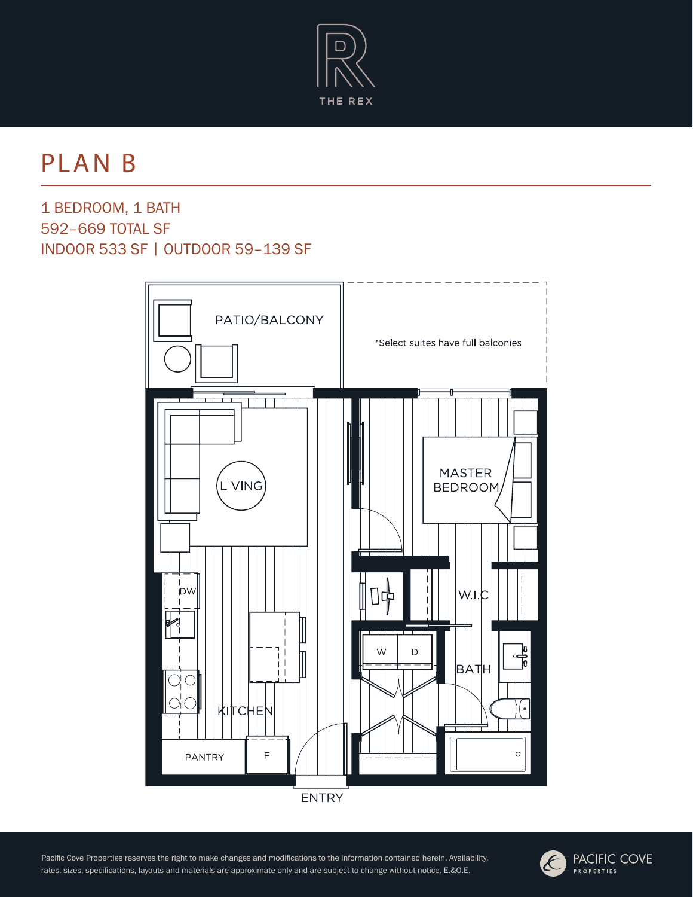THE REX

# PLAN B

1 BEDROOM, 1 BATH
592–669 TOTAL SF
INDOOR 533 SF | OUTDOOR 59–139 SF

PATIO/BALCONY

*Select suites have full balconies

LIVING

MASTER BEDROOM

DW

W.I.C

W D

BATH

KITCHEN

PANTRY F

ENTRY

Pacific Cove Properties reserves the right to make changes and modifications to the information contained herein. Availability, rates, sizes, specifications, layouts and materials are approximate only and are subject to change without notice. E.&O.E.

PACIFIC COVE PROPERTIES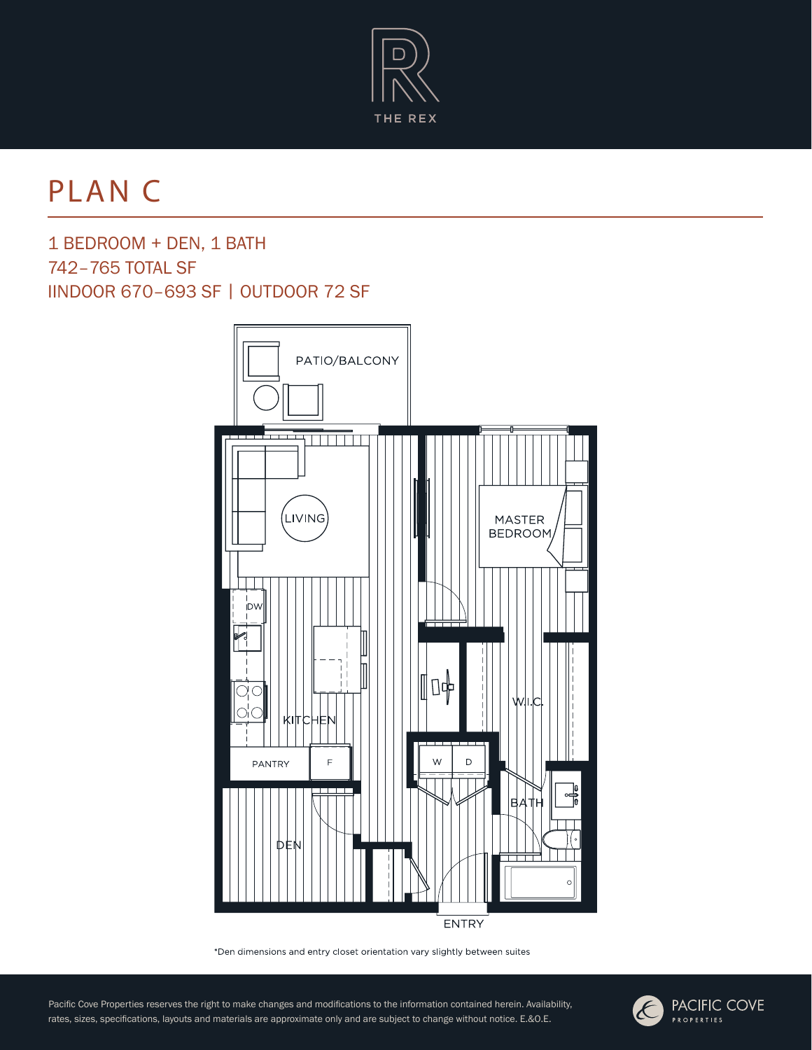THE REX

# PLAN C

1 BEDROOM + DEN, 1 BATH
742–765 TOTAL SF
IINDOOR 670–693 SF | OUTDOOR 72 SF

PATIO/BALCONY

LIVING

MASTER BEDROOM

DW

KITCHEN

W.I.C.

PANTRY

F

W

D

BATH

DEN

ENTRY

*Den dimensions and entry closet orientation vary slightly between suites

Pacific Cove Properties reserves the right to make changes and modifications to the information contained herein. Availability, rates, sizes, specifications, layouts and materials are approximate only and are subject to change without notice. E.&O.E.

PACIFIC COVE PROPERTIES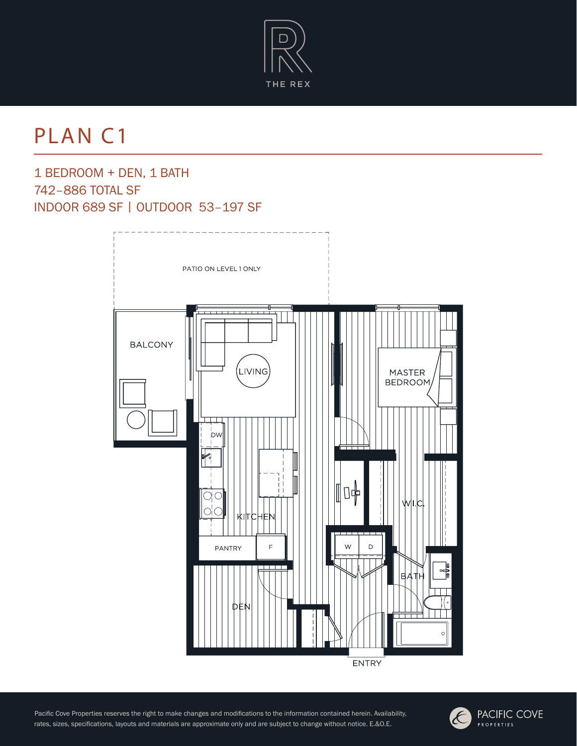THE REX

# PLAN C1

1 BEDROOM + DEN, 1 BATH
742–886 TOTAL SF
INDOOR 689 SF | OUTDOOR 53–197 SF

PATIO ON LEVEL 1 ONLY

BALCONY

LIVING

MASTER BEDROOM

DW

KITCHEN

W.I.C.

PANTRY

F

W

D

BATH

DEN

ENTRY

Pacific Cove Properties reserves the right to make changes and modifications to the information contained herein. Availability, rates, sizes, specifications, layouts and materials are approximate only and are subject to change without notice. E.&O.E.

PACIFIC COVE PROPERTIES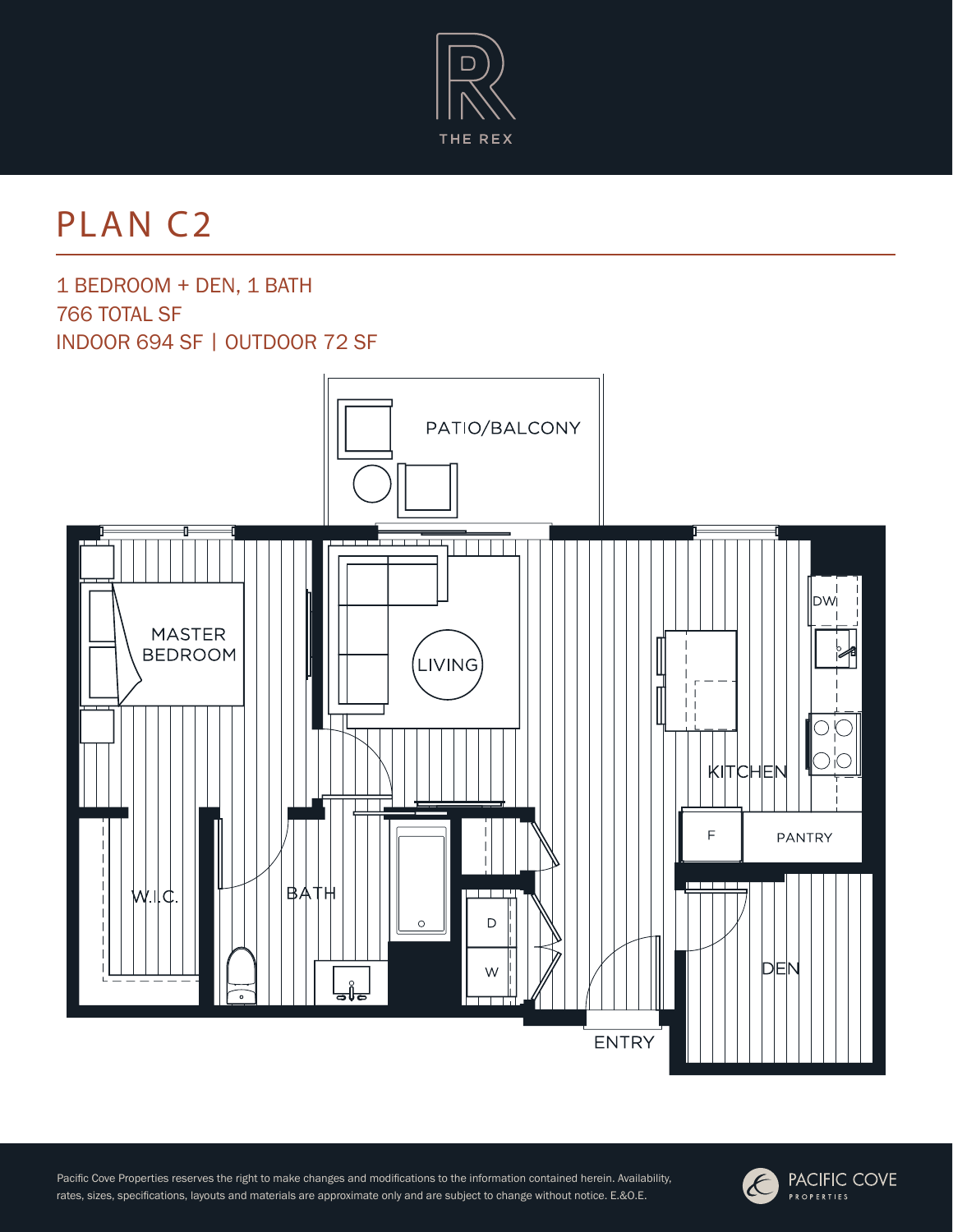THE REX

# PLAN C2

1 BEDROOM + DEN, 1 BATH
766 TOTAL SF
INDOOR 694 SF | OUTDOOR 72 SF

PATIO/BALCONY

MASTER BEDROOM

LIVING

KITCHEN

DW

F

PANTRY

W.I.C.

BATH

D

W

DEN

ENTRY

Pacific Cove Properties reserves the right to make changes and modifications to the information contained herein. Availability, rates, sizes, specifications, layouts and materials are approximate only and are subject to change without notice. E.&O.E.

PACIFIC COVE PROPERTIES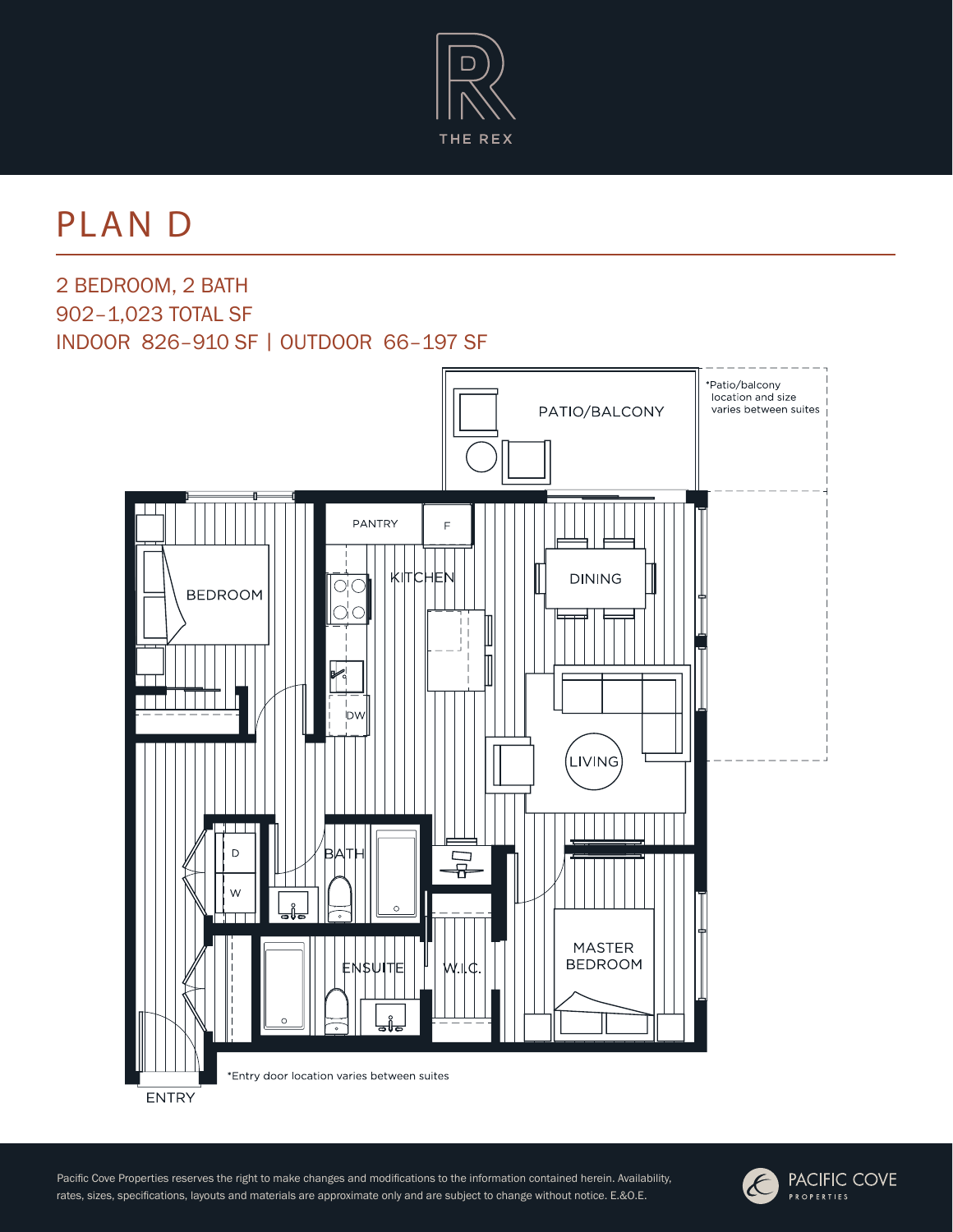THE REX

# PLAN D

2 BEDROOM, 2 BATH
902–1,023 TOTAL SF
INDOOR 826–910 SF | OUTDOOR 66–197 SF

PATIO/BALCONY

*Patio/balcony location and size varies between suites

PANTRY

F

KITCHEN

DINING

BEDROOM

DW

LIVING

D

W

BATH

ENSUITE

W.I.C.

MASTER BEDROOM

*Entry door location varies between suites

ENTRY

Pacific Cove Properties reserves the right to make changes and modifications to the information contained herein. Availability, rates, sizes, specifications, layouts and materials are approximate only and are subject to change without notice. E.&O.E.

PACIFIC COVE PROPERTIES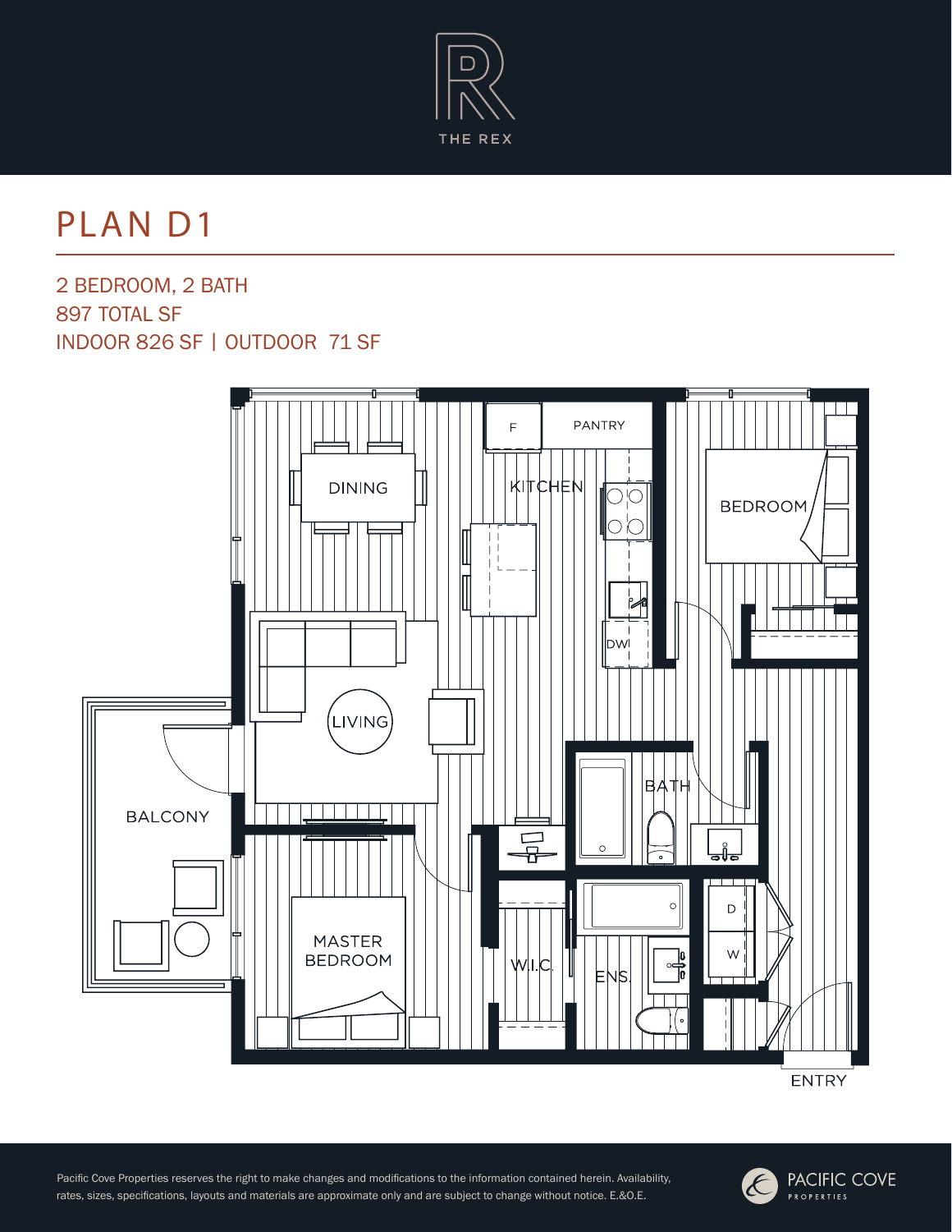THE REX

# PLAN D1

2 BEDROOM, 2 BATH
897 TOTAL SF
INDOOR 826 SF | OUTDOOR 71 SF

DINING

F

PANTRY

KITCHEN

BEDROOM

DW

LIVING

BALCONY

BATH

D

W

MASTER BEDROOM

W.I.C.

ENS.

ENTRY

Pacific Cove Properties reserves the right to make changes and modifications to the information contained herein. Availability, rates, sizes, specifications, layouts and materials are approximate only and are subject to change without notice. E.&O.E.

PACIFIC COVE PROPERTIES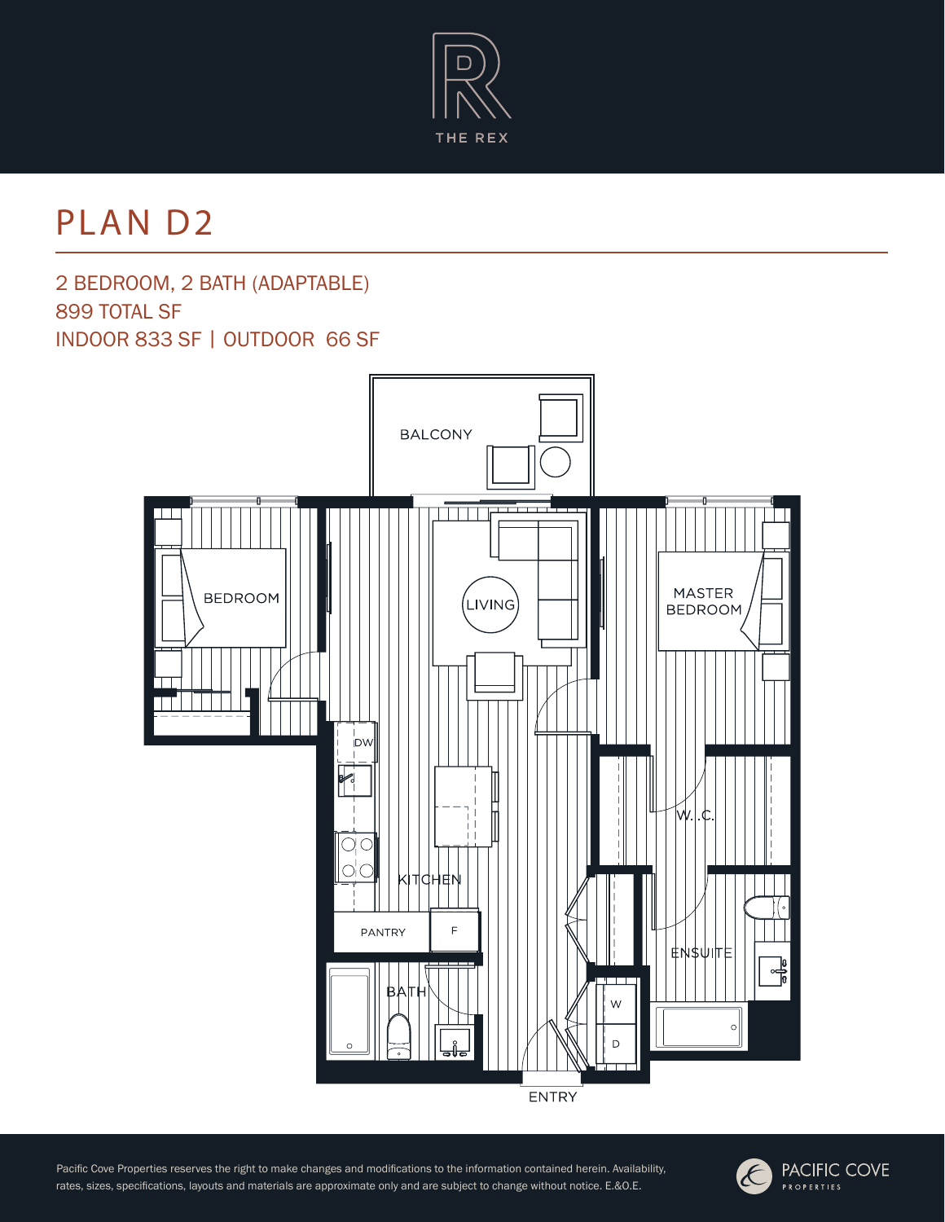THE REX

# PLAN D2

2 BEDROOM, 2 BATH (ADAPTABLE)
899 TOTAL SF
INDOOR 833 SF | OUTDOOR 66 SF

BALCONY

BEDROOM

LIVING

MASTER BEDROOM

DW

W.I.C.

KITCHEN

PANTRY

F

ENSUITE

BATH

W

D

ENTRY

Pacific Cove Properties reserves the right to make changes and modifications to the information contained herein. Availability, rates, sizes, specifications, layouts and materials are approximate only and are subject to change without notice. E.&O.E.

PACIFIC COVE PROPERTIES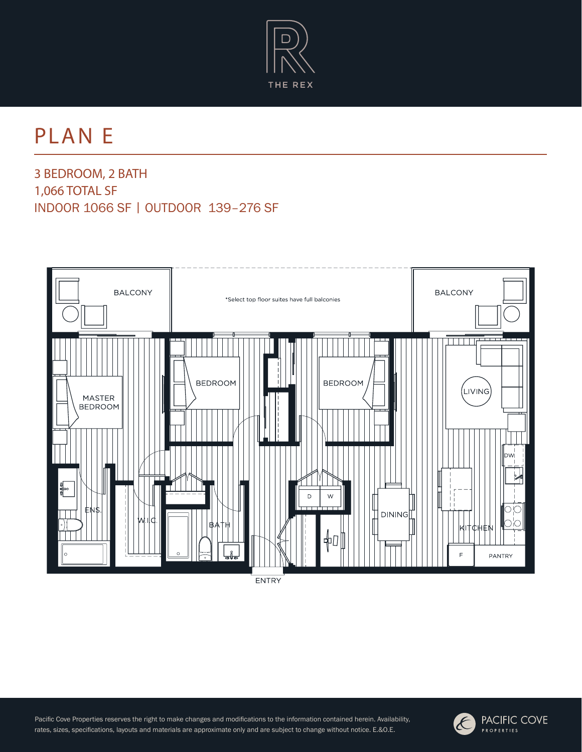THE REX

# PLAN E

3 BEDROOM, 2 BATH
1,066 TOTAL SF
INDOOR 1066 SF | OUTDOOR 139–276 SF

BALCONY

*Select top floor suites have full balconies

BALCONY

MASTER BEDROOM

BEDROOM

BEDROOM

LIVING

DW

ENS.

W.I.C.

BATH

D W

DINING

KITCHEN

F

PANTRY

ENTRY

Pacific Cove Properties reserves the right to make changes and modifications to the information contained herein. Availability, rates, sizes, specifications, layouts and materials are approximate only and are subject to change without notice. E.&O.E.

PACIFIC COVE PROPERTIES